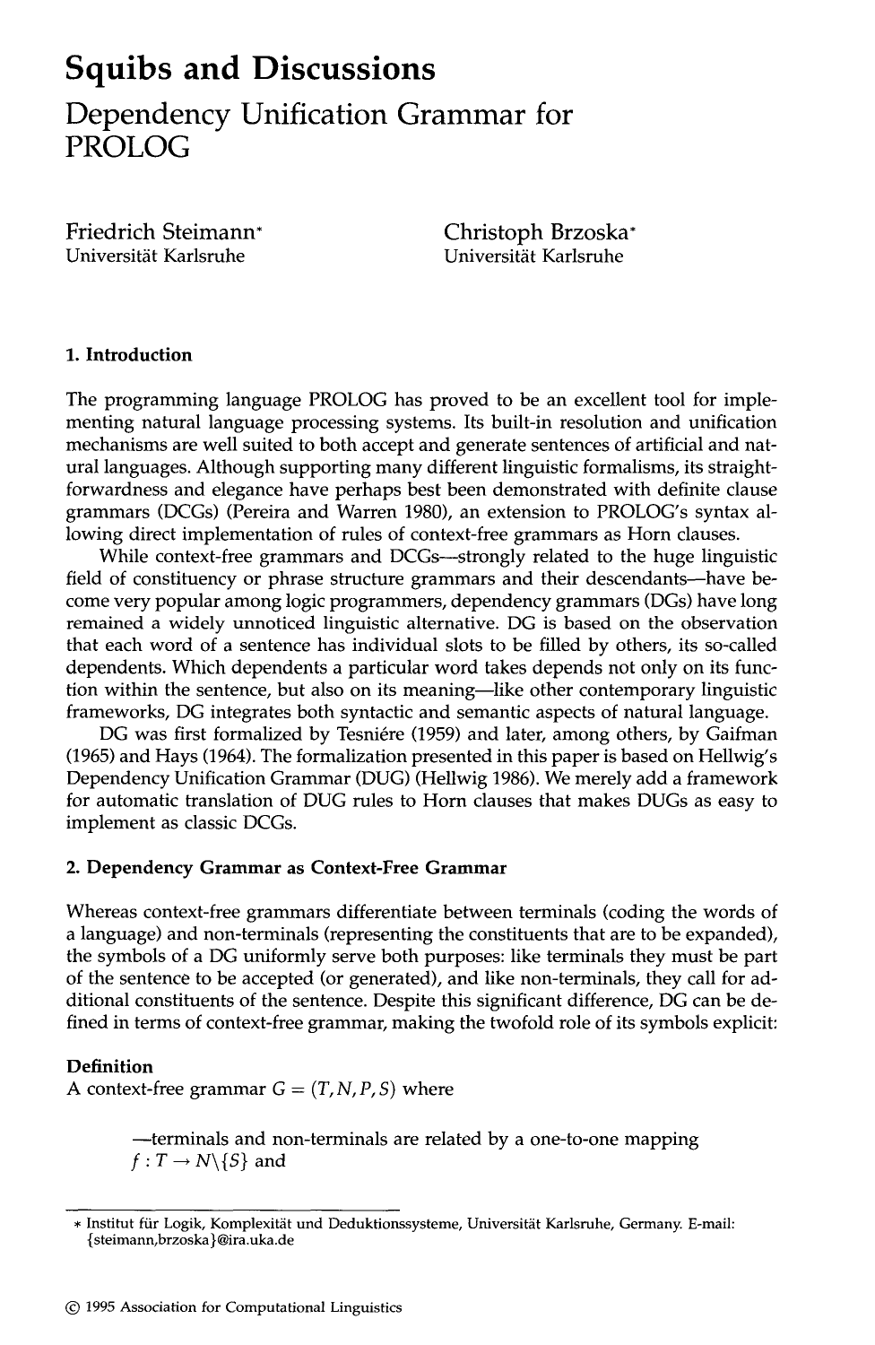# Squibs and Discussions

## Dependency Unification Grammar for PROLOG

Friedrich Steimann*
Universität Karlsruhe

Christoph Brzoska*
Universität Karlsruhe

### 1. Introduction

The programming language PROLOG has proved to be an excellent tool for implementing natural language processing systems. Its built-in resolution and unification mechanisms are well suited to both accept and generate sentences of artificial and natural languages. Although supporting many different linguistic formalisms, its straightforwardness and elegance have perhaps best been demonstrated with definite clause grammars (DCGs) (Pereira and Warren 1980), an extension to PROLOG's syntax allowing direct implementation of rules of context-free grammars as Horn clauses.

While context-free grammars and DCGs—strongly related to the huge linguistic field of constituency or phrase structure grammars and their descendants—have become very popular among logic programmers, dependency grammars (DGs) have long remained a widely unnoticed linguistic alternative. DG is based on the observation that each word of a sentence has individual slots to be filled by others, its so-called dependents. Which dependents a particular word takes depends not only on its function within the sentence, but also on its meaning—like other contemporary linguistic frameworks, DG integrates both syntactic and semantic aspects of natural language.

DG was first formalized by Tesniére (1959) and later, among others, by Gaifman (1965) and Hays (1964). The formalization presented in this paper is based on Hellwig's Dependency Unification Grammar (DUG) (Hellwig 1986). We merely add a framework for automatic translation of DUG rules to Horn clauses that makes DUGs as easy to implement as classic DCGs.

### 2. Dependency Grammar as Context-Free Grammar

Whereas context-free grammars differentiate between terminals (coding the words of a language) and non-terminals (representing the constituents that are to be expanded), the symbols of a DG uniformly serve both purposes: like terminals they must be part of the sentence to be accepted (or generated), and like non-terminals, they call for additional constituents of the sentence. Despite this significant difference, DG can be defined in terms of context-free grammar, making the twofold role of its symbols explicit:

**Definition**
A context-free grammar $G = (T, N, P, S)$ where

—terminals and non-terminals are related by a one-to-one mapping $f : T \rightarrow N \backslash \{S\}$ and

* Institut für Logik, Komplexität und Deduktionssysteme, Universität Karlsruhe, Germany. E-mail: {steimann,brzoska}@ira.uka.de

© 1995 Association for Computational Linguistics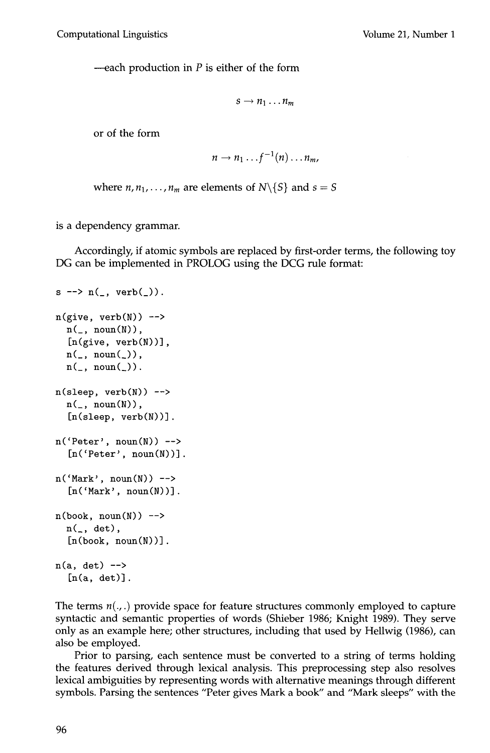—each production in $P$ is either of the form

$$s \rightarrow n_1 \ldots n_m$$

or of the form

$$n \rightarrow n_1 \ldots f^{-1}(n) \ldots n_m,$$

where $n, n_1, \ldots, n_m$ are elements of $N \backslash \{S\}$ and $s = S$

is a dependency grammar.

Accordingly, if atomic symbols are replaced by first-order terms, the following toy DG can be implemented in PROLOG using the DCG rule format:

```
s --> n(_, verb(_)).

n(give, verb(N)) -->
  n(_, noun(N)),
  [n(give, verb(N))],
  n(_, noun(_)),
  n(_, noun(_)).

n(sleep, verb(N)) -->
  n(_, noun(N)),
  [n(sleep, verb(N))].

n('Peter', noun(N)) -->
  [n('Peter', noun(N))].

n('Mark', noun(N)) -->
  [n('Mark', noun(N))].

n(book, noun(N)) -->
  n(_, det),
  [n(book, noun(N))].

n(a, det) -->
  [n(a, det)].
```

The terms $n(\_,\_)$ provide space for feature structures commonly employed to capture syntactic and semantic properties of words (Shieber 1986; Knight 1989). They serve only as an example here; other structures, including that used by Hellwig (1986), can also be employed.

Prior to parsing, each sentence must be converted to a string of terms holding the features derived through lexical analysis. This preprocessing step also resolves lexical ambiguities by representing words with alternative meanings through different symbols. Parsing the sentences "Peter gives Mark a book" and "Mark sleeps" with the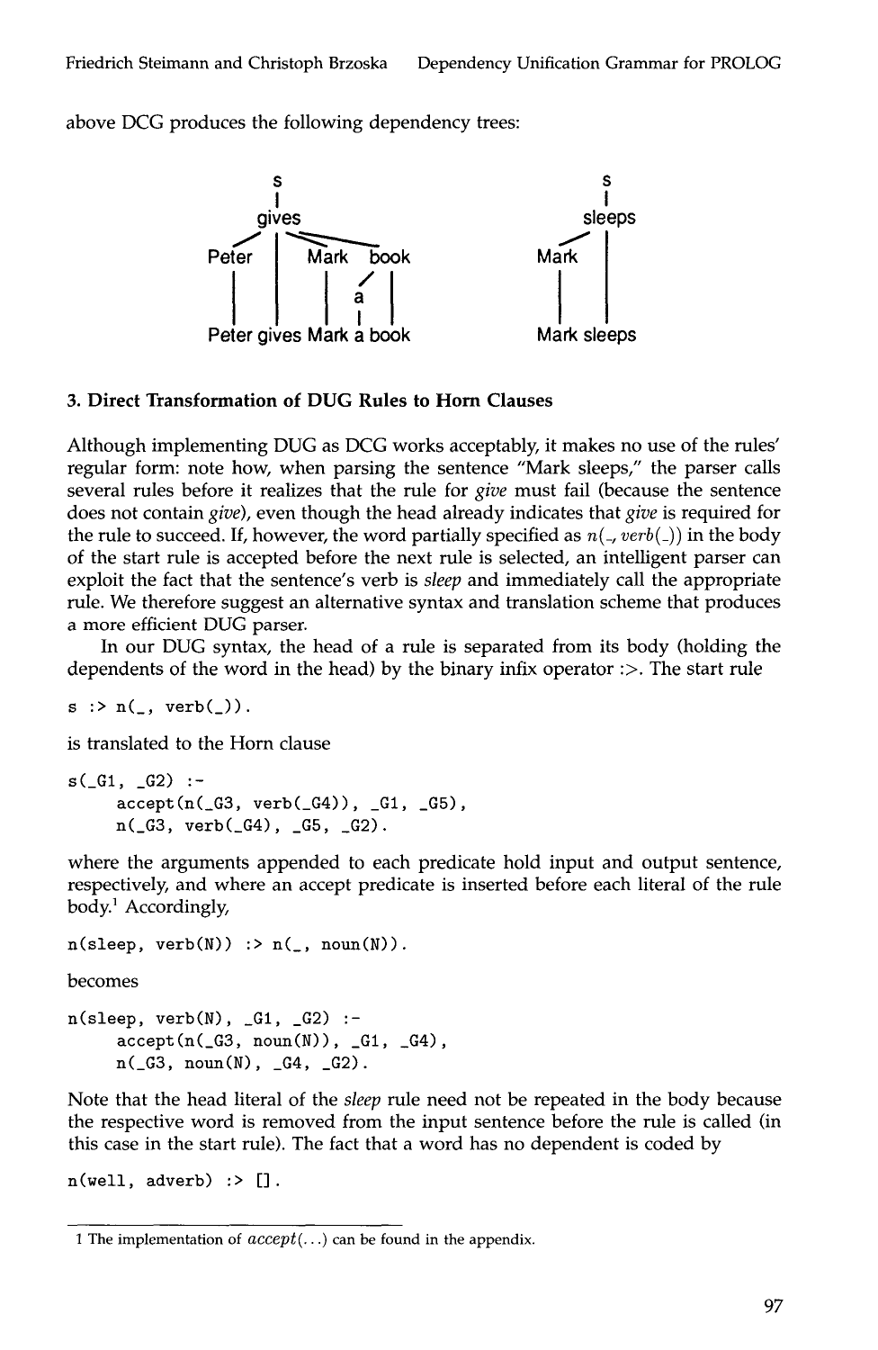above DCG produces the following dependency trees:

```
              s                                 s
              |                                 |
            gives                             sleeps
          /  |  \______                      /   |
    Peter    |   Mark  book              Mark    |
      |      |    |   / |                  |     |
      |      |    |  a  |                  |     |
      |      |    |  |  |                  |     |
    Peter gives Mark a book               Mark sleeps
```

### 3. Direct Transformation of DUG Rules to Horn Clauses

Although implementing DUG as DCG works acceptably, it makes no use of the rules' regular form: note how, when parsing the sentence "Mark sleeps," the parser calls several rules before it realizes that the rule for *give* must fail (because the sentence does not contain *give*), even though the head already indicates that *give* is required for the rule to succeed. If, however, the word partially specified as *n(_, verb(_))* in the body of the start rule is accepted before the next rule is selected, an intelligent parser can exploit the fact that the sentence's verb is *sleep* and immediately call the appropriate rule. We therefore suggest an alternative syntax and translation scheme that produces a more efficient DUG parser.

In our DUG syntax, the head of a rule is separated from its body (holding the dependents of the word in the head) by the binary infix operator :>. The start rule

```
s :> n(_, verb(_)).
```

is translated to the Horn clause

```
s(_G1, _G2) :-
     accept(n(_G3, verb(_G4)), _G1, _G5),
     n(_G3, verb(_G4), _G5, _G2).
```

where the arguments appended to each predicate hold input and output sentence, respectively, and where an accept predicate is inserted before each literal of the rule body.[1] Accordingly,

```
n(sleep, verb(N)) :> n(_, noun(N)).
```

becomes

```
n(sleep, verb(N), _G1, _G2) :-
     accept(n(_G3, noun(N)), _G1, _G4),
     n(_G3, noun(N), _G4, _G2).
```

Note that the head literal of the *sleep* rule need not be repeated in the body because the respective word is removed from the input sentence before the rule is called (in this case in the start rule). The fact that a word has no dependent is coded by

```
n(well, adverb) :> [].
```

[1] The implementation of *accept(...)* can be found in the appendix.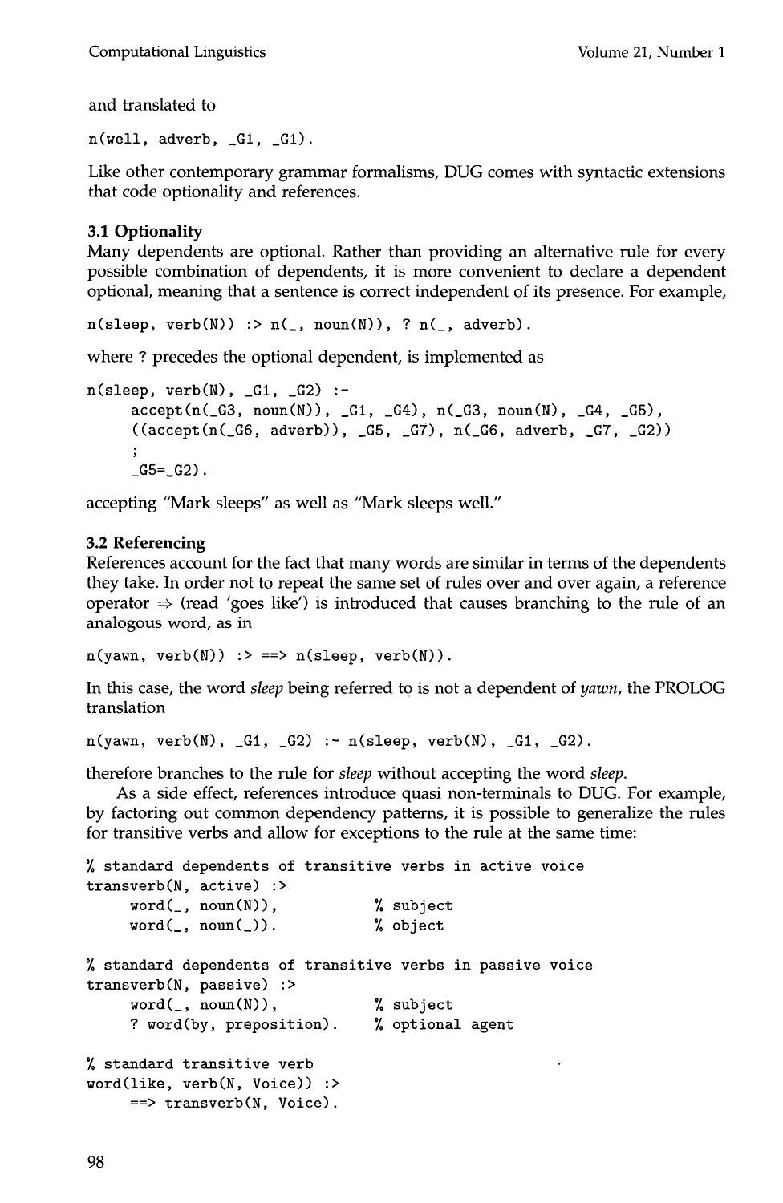and translated to

```
n(well, adverb, _G1, _G1).
```

Like other contemporary grammar formalisms, DUG comes with syntactic extensions that code optionality and references.

### 3.1 Optionality

Many dependents are optional. Rather than providing an alternative rule for every possible combination of dependents, it is more convenient to declare a dependent optional, meaning that a sentence is correct independent of its presence. For example,

```
n(sleep, verb(N)) :> n(_, noun(N)), ? n(_, adverb).
```

where ? precedes the optional dependent, is implemented as

```
n(sleep, verb(N), _G1, _G2) :-
     accept(n(_G3, noun(N)), _G1, _G4), n(_G3, noun(N), _G4, _G5),
     ((accept(n(_G6, adverb)), _G5, _G7), n(_G6, adverb, _G7, _G2))
     ;
     _G5=_G2).
```

accepting "Mark sleeps" as well as "Mark sleeps well."

### 3.2 Referencing

References account for the fact that many words are similar in terms of the dependents they take. In order not to repeat the same set of rules over and over again, a reference operator $\Rightarrow$ (read 'goes like') is introduced that causes branching to the rule of an analogous word, as in

```
n(yawn, verb(N)) :> ==> n(sleep, verb(N)).
```

In this case, the word *sleep* being referred to is not a dependent of *yawn*, the PROLOG translation

```
n(yawn, verb(N), _G1, _G2) :- n(sleep, verb(N), _G1, _G2).
```

therefore branches to the rule for *sleep* without accepting the word *sleep*.

As a side effect, references introduce quasi non-terminals to DUG. For example, by factoring out common dependency patterns, it is possible to generalize the rules for transitive verbs and allow for exceptions to the rule at the same time:

```
% standard dependents of transitive verbs in active voice
transverb(N, active) :>
     word(_, noun(N)),          % subject
     word(_, noun(_)).          % object

% standard dependents of transitive verbs in passive voice
transverb(N, passive) :>
     word(_, noun(N)),          % subject
     ? word(by, preposition).   % optional agent

% standard transitive verb
word(like, verb(N, Voice)) :>
     ==> transverb(N, Voice).
```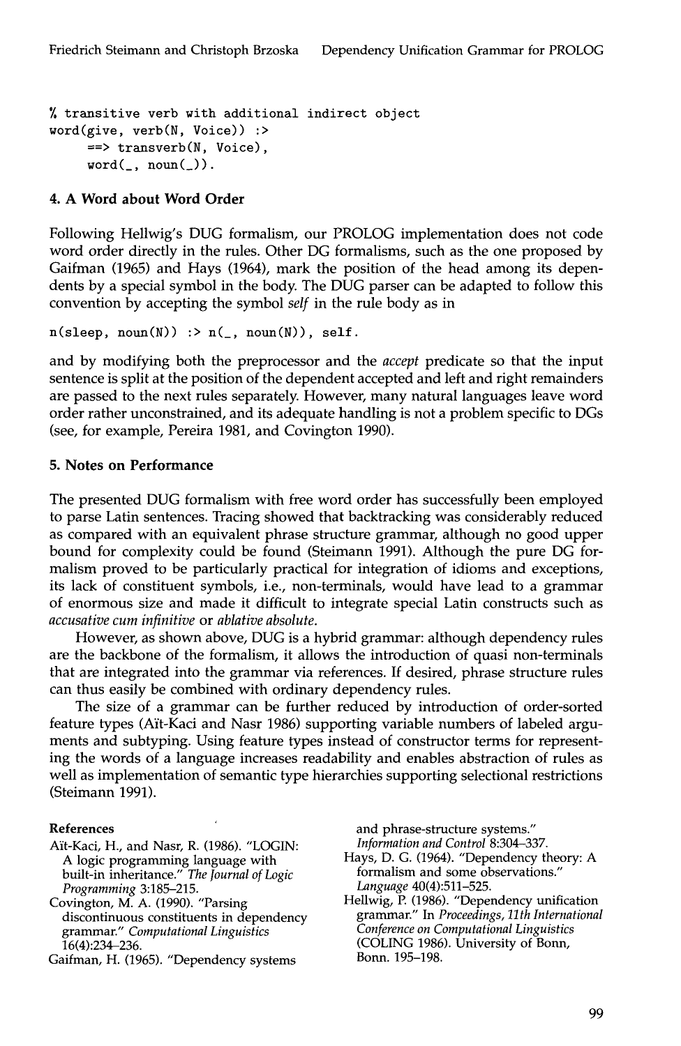```
% transitive verb with additional indirect object
word(give, verb(N, Voice)) :>
     ==> transverb(N, Voice),
     word(_, noun(_)).
```

## 4. A Word about Word Order

Following Hellwig's DUG formalism, our PROLOG implementation does not code word order directly in the rules. Other DG formalisms, such as the one proposed by Gaifman (1965) and Hays (1964), mark the position of the head among its dependents by a special symbol in the body. The DUG parser can be adapted to follow this convention by accepting the symbol *self* in the rule body as in

```
n(sleep, noun(N)) :> n(_, noun(N)), self.
```

and by modifying both the preprocessor and the *accept* predicate so that the input sentence is split at the position of the dependent accepted and left and right remainders are passed to the next rules separately. However, many natural languages leave word order rather unconstrained, and its adequate handling is not a problem specific to DGs (see, for example, Pereira 1981, and Covington 1990).

## 5. Notes on Performance

The presented DUG formalism with free word order has successfully been employed to parse Latin sentences. Tracing showed that backtracking was considerably reduced as compared with an equivalent phrase structure grammar, although no good upper bound for complexity could be found (Steimann 1991). Although the pure DG formalism proved to be particularly practical for integration of idioms and exceptions, its lack of constituent symbols, i.e., non-terminals, would have lead to a grammar of enormous size and made it difficult to integrate special Latin constructs such as *accusative cum infinitive* or *ablative absolute*.

However, as shown above, DUG is a hybrid grammar: although dependency rules are the backbone of the formalism, it allows the introduction of quasi non-terminals that are integrated into the grammar via references. If desired, phrase structure rules can thus easily be combined with ordinary dependency rules.

The size of a grammar can be further reduced by introduction of order-sorted feature types (Aït-Kaci and Nasr 1986) supporting variable numbers of labeled arguments and subtyping. Using feature types instead of constructor terms for representing the words of a language increases readability and enables abstraction of rules as well as implementation of semantic type hierarchies supporting selectional restrictions (Steimann 1991).

### References

Aït-Kaci, H., and Nasr, R. (1986). "LOGIN: A logic programming language with built-in inheritance." *The Journal of Logic Programming* 3:185–215.

Covington, M. A. (1990). "Parsing discontinuous constituents in dependency grammar." *Computational Linguistics* 16(4):234–236.

Gaifman, H. (1965). "Dependency systems and phrase-structure systems." *Information and Control* 8:304–337.

Hays, D. G. (1964). "Dependency theory: A formalism and some observations." *Language* 40(4):511–525.

Hellwig, P. (1986). "Dependency unification grammar." In *Proceedings, 11th International Conference on Computational Linguistics* (COLING 1986). University of Bonn, Bonn. 195–198.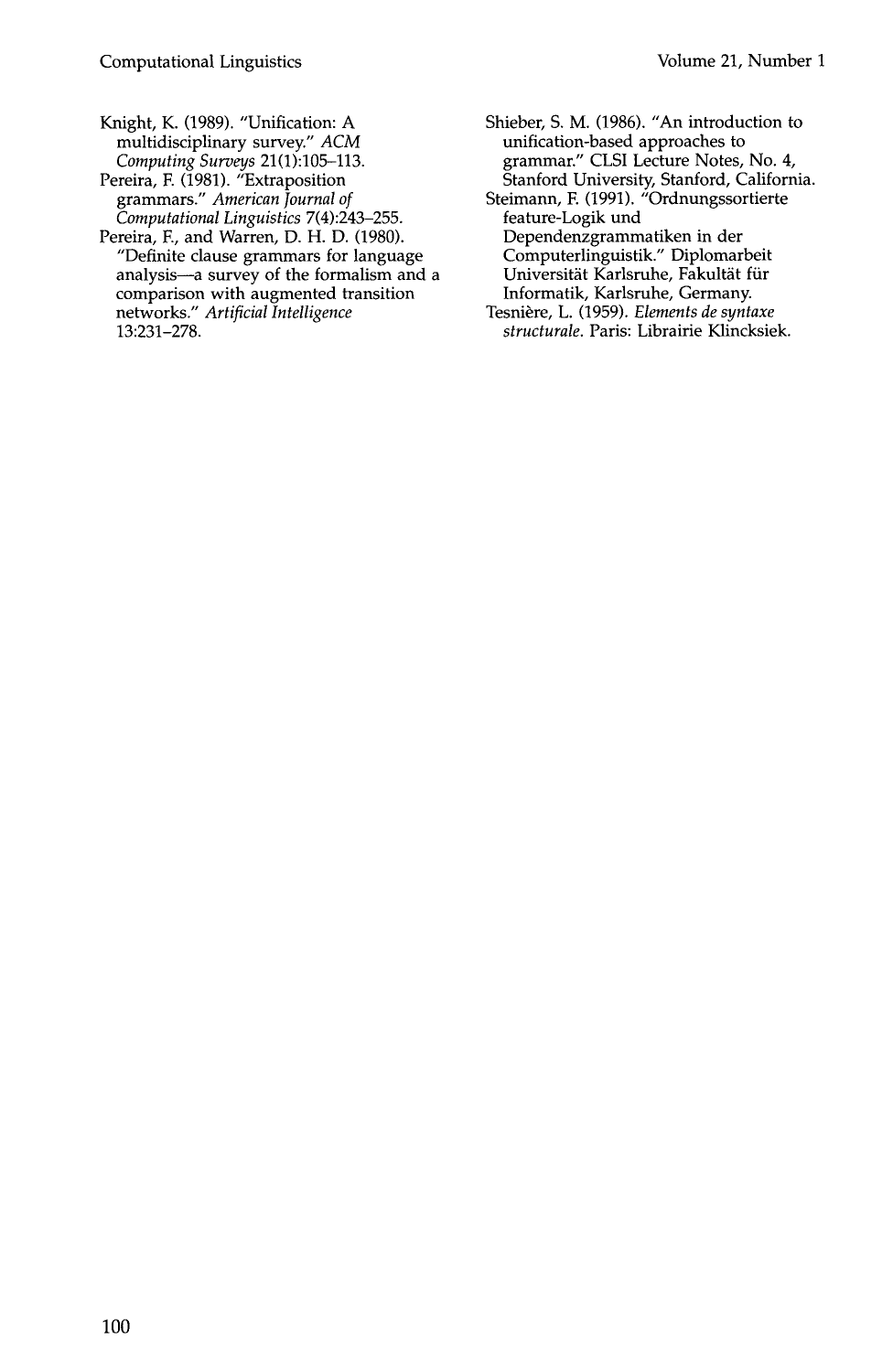Knight, K. (1989). "Unification: A multidisciplinary survey." *ACM Computing Surveys* 21(1):105–113.

Pereira, F. (1981). "Extraposition grammars." *American Journal of Computational Linguistics* 7(4):243–255.

Pereira, F., and Warren, D. H. D. (1980). "Definite clause grammars for language analysis—a survey of the formalism and a comparison with augmented transition networks." *Artificial Intelligence* 13:231–278.

Shieber, S. M. (1986). "An introduction to unification-based approaches to grammar." CLSI Lecture Notes, No. 4, Stanford University, Stanford, California.

Steimann, F. (1991). "Ordnungssortierte feature-Logik und Dependenzgrammatiken in der Computerlinguistik." Diplomarbeit Universität Karlsruhe, Fakultät für Informatik, Karlsruhe, Germany.

Tesnière, L. (1959). *Elements de syntaxe structurale*. Paris: Librairie Klincksiek.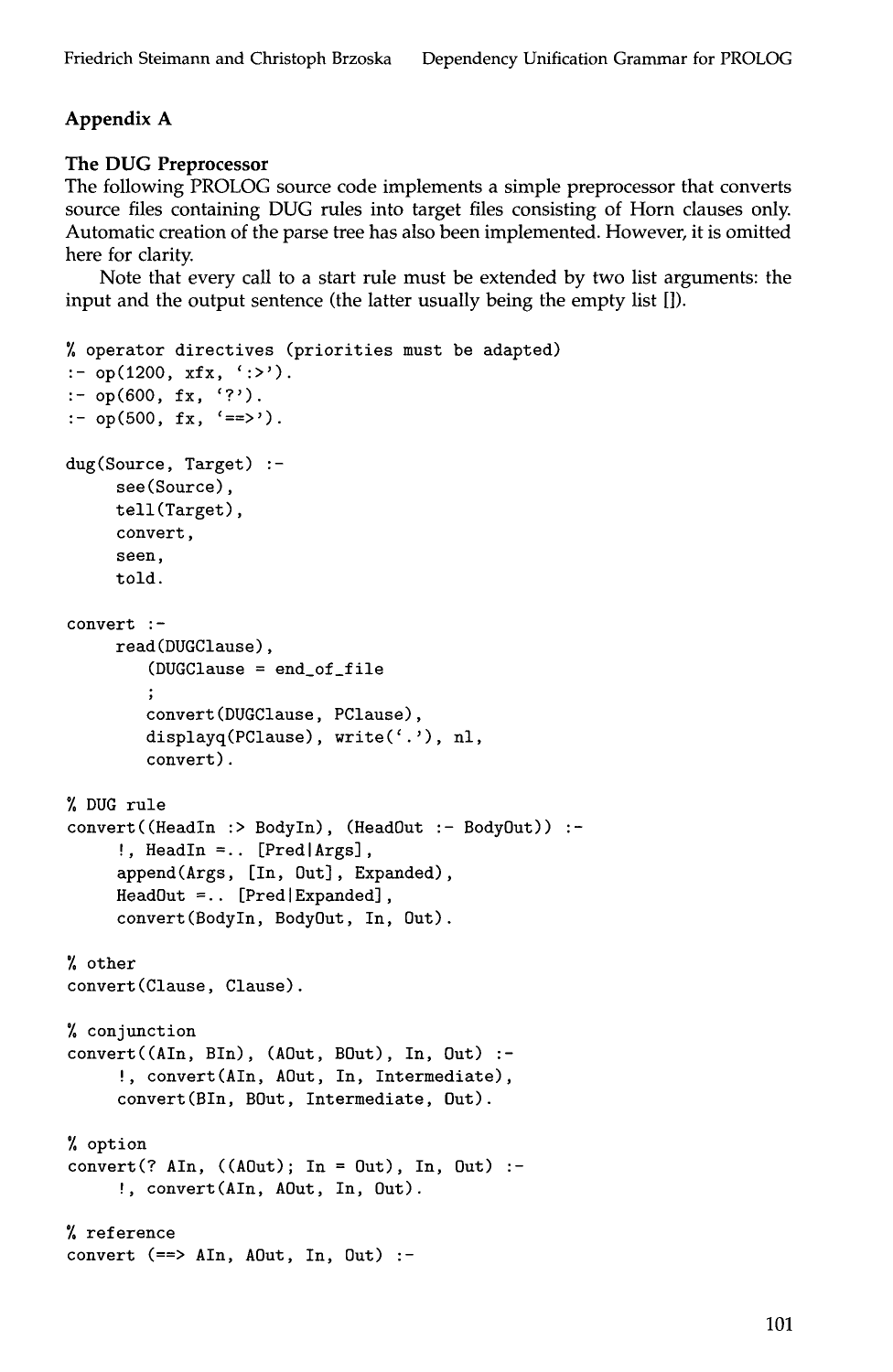### Appendix A

### The DUG Preprocessor

The following PROLOG source code implements a simple preprocessor that converts source files containing DUG rules into target files consisting of Horn clauses only. Automatic creation of the parse tree has also been implemented. However, it is omitted here for clarity.

Note that every call to a start rule must be extended by two list arguments: the input and the output sentence (the latter usually being the empty list []).

```
% operator directives (priorities must be adapted)
:- op(1200, xfx, ':>').
:- op(600, fx, '?').
:- op(500, fx, '==>').

dug(Source, Target) :-
     see(Source),
     tell(Target),
     convert,
     seen,
     told.

convert :-
     read(DUGClause),
        (DUGClause = end_of_file
        ;
        convert(DUGClause, PClause),
        displayq(PClause), write('.'), nl,
        convert).

% DUG rule
convert((HeadIn :> BodyIn), (HeadOut :- BodyOut)) :-
     !, HeadIn =.. [Pred|Args],
     append(Args, [In, Out], Expanded),
     HeadOut =.. [Pred|Expanded],
     convert(BodyIn, BodyOut, In, Out).

% other
convert(Clause, Clause).

% conjunction
convert((AIn, BIn), (AOut, BOut), In, Out) :-
     !, convert(AIn, AOut, In, Intermediate),
     convert(BIn, BOut, Intermediate, Out).

% option
convert(? AIn, ((AOut); In = Out), In, Out) :-
     !, convert(AIn, AOut, In, Out).

% reference
convert (==> AIn, AOut, In, Out) :-
```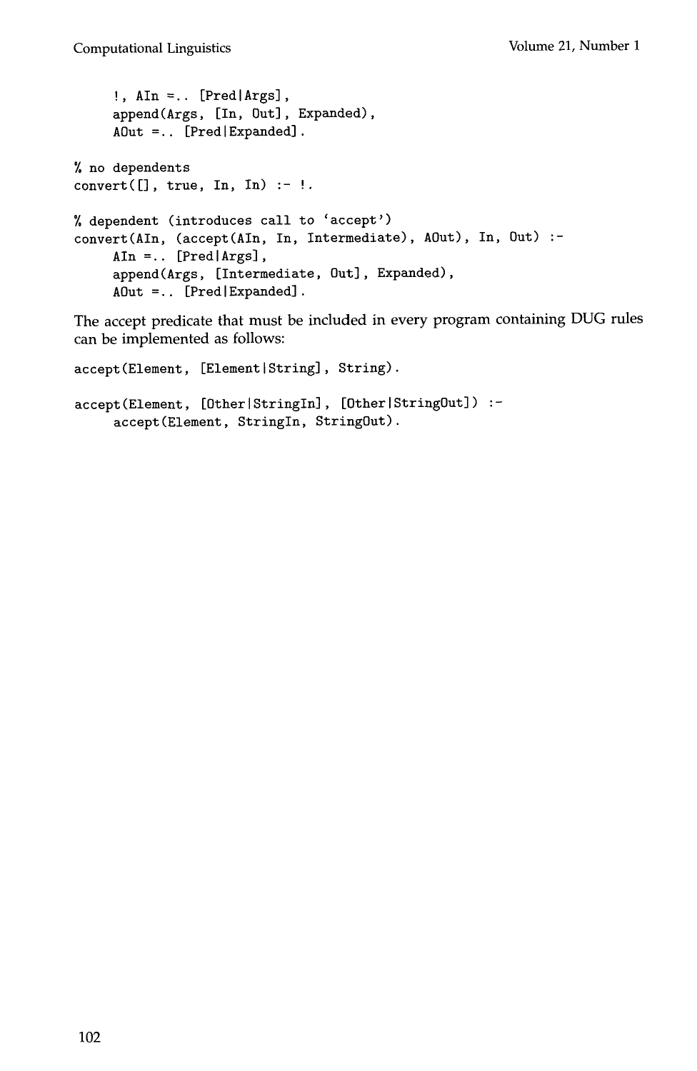```
     !, AIn =.. [Pred|Args],
     append(Args, [In, Out], Expanded),
     AOut =.. [Pred|Expanded].

% no dependents
convert([], true, In, In) :- !.

% dependent (introduces call to 'accept')
convert(AIn, (accept(AIn, In, Intermediate), AOut), In, Out) :-
     AIn =.. [Pred|Args],
     append(Args, [Intermediate, Out], Expanded),
     AOut =.. [Pred|Expanded].
```

The accept predicate that must be included in every program containing DUG rules can be implemented as follows:

```
accept(Element, [Element|String], String).

accept(Element, [Other|StringIn], [Other|StringOut]) :-
     accept(Element, StringIn, StringOut).
```